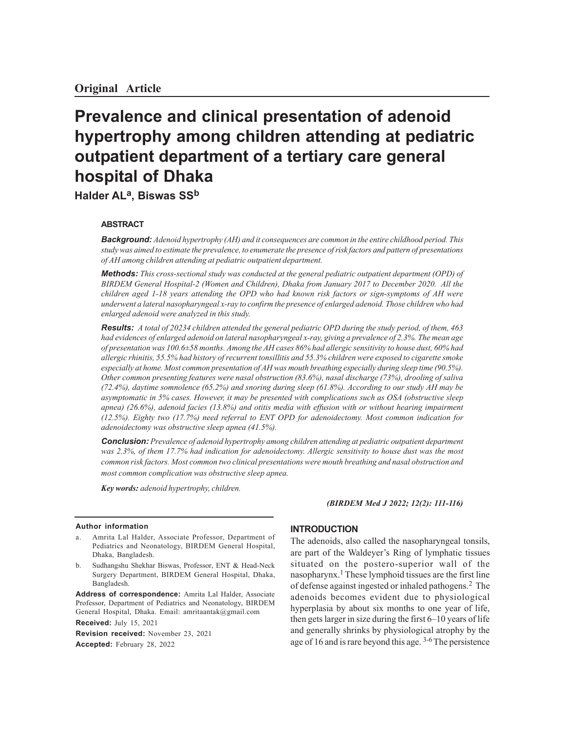**Original Article**

# Prevalence and clinical presentation of adenoid hypertrophy among children attending at pediatric outpatient department of a tertiary care general hospital of Dhaka

**Halder AL[a], Biswas SS[b]**

## ABSTRACT

***Background:*** *Adenoid hypertrophy (AH) and it consequences are common in the entire childhood period. This study was aimed to estimate the prevalence, to enumerate the presence of risk factors and pattern of presentations of AH among children attending at pediatric outpatient department.*

***Methods:*** *This cross-sectional study was conducted at the general pediatric outpatient department (OPD) of BIRDEM General Hospital-2 (Women and Children), Dhaka from January 2017 to December 2020. All the children aged 1-18 years attending the OPD who had known risk factors or sign-symptoms of AH were underwent a lateral nasopharyngeal x-ray to confirm the presence of enlarged adenoid. Those children who had enlarged adenoid were analyzed in this study.*

***Results:*** *A total of 20234 children attended the general pediatric OPD during the study period, of them, 463 had evidences of enlarged adenoid on lateral nasopharyngeal x-ray, giving a prevalence of 2.3%. The mean age of presentation was 100.6±58 months. Among the AH cases 86% had allergic sensitivity to house dust, 60% had allergic rhinitis, 55.5% had history of recurrent tonsillitis and 55.3% children were exposed to cigarette smoke especially at home. Most common presentation of AH was mouth breathing especially during sleep time (90.5%). Other common presenting features were nasal obstruction (83.6%), nasal discharge (73%), drooling of saliva (72.4%), daytime somnolence (65.2%) and snoring during sleep (61.8%). According to our study AH may be asymptomatic in 5% cases. However, it may be presented with complications such as OSA (obstructive sleep apnea) (26.6%), adenoid facies (13.8%) and otitis media with effusion with or without hearing impairment (12.5%). Eighty two (17.7%) need referral to ENT OPD for adenoidectomy. Most common indication for adenoidectomy was obstructive sleep apnea (41.5%).*

***Conclusion:*** *Prevalence of adenoid hypertrophy among children attending at pediatric outpatient department was 2.3%, of them 17.7% had indication for adenoidectomy. Allergic sensitivity to house dust was the most common risk factors. Most common two clinical presentations were mouth breathing and nasal obstruction and most common complication was obstructive sleep apnea.*

***Key words:*** *adenoid hypertrophy, children.*

***(BIRDEM Med J 2022; 12(2): 111-116)***

## INTRODUCTION

The adenoids, also called the nasopharyngeal tonsils, are part of the Waldeyer's Ring of lymphatic tissues situated on the postero-superior wall of the nasopharynx.[1] These lymphoid tissues are the first line of defense against ingested or inhaled pathogens.[2] The adenoids becomes evident due to physiological hyperplasia by about six months to one year of life, then gets larger in size during the first 6–10 years of life and generally shrinks by physiological atrophy by the age of 16 and is rare beyond this age.[3-6] The persistence

---

**Author information**

a. Amrita Lal Halder, Associate Professor, Department of Pediatrics and Neonatology, BIRDEM General Hospital, Dhaka, Bangladesh.

b. Sudhangshu Shekhar Biswas, Professor, ENT & Head-Neck Surgery Department, BIRDEM General Hospital, Dhaka, Bangladesh.

**Address of correspondence:** Amrita Lal Halder, Associate Professor, Department of Pediatrics and Neonatology, BIRDEM General Hospital, Dhaka. Email: amritaantak@gmail.com

**Received:** July 15, 2021

**Revision received:** November 23, 2021

**Accepted:** February 28, 2022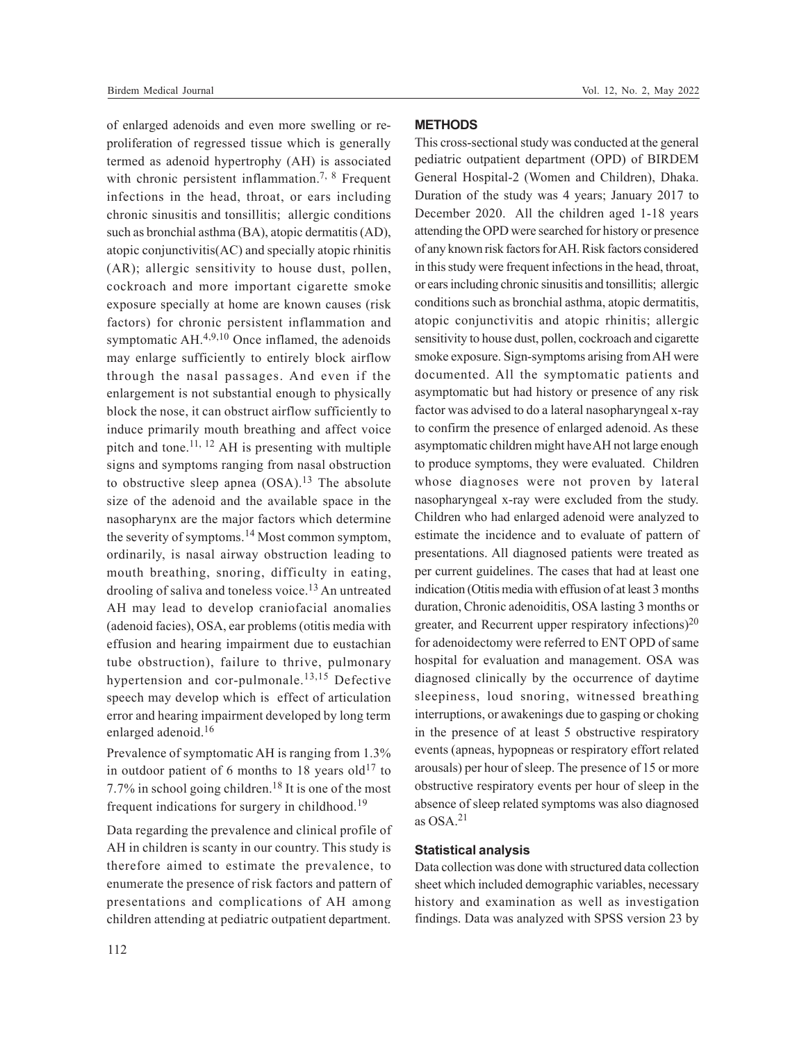of enlarged adenoids and even more swelling or re-proliferation of regressed tissue which is generally termed as adenoid hypertrophy (AH) is associated with chronic persistent inflammation.[7, 8] Frequent infections in the head, throat, or ears including chronic sinusitis and tonsillitis; allergic conditions such as bronchial asthma (BA), atopic dermatitis (AD), atopic conjunctivitis(AC) and specially atopic rhinitis (AR); allergic sensitivity to house dust, pollen, cockroach and more important cigarette smoke exposure specially at home are known causes (risk factors) for chronic persistent inflammation and symptomatic AH.[4,9,10] Once inflamed, the adenoids may enlarge sufficiently to entirely block airflow through the nasal passages. And even if the enlargement is not substantial enough to physically block the nose, it can obstruct airflow sufficiently to induce primarily mouth breathing and affect voice pitch and tone.[11, 12] AH is presenting with multiple signs and symptoms ranging from nasal obstruction to obstructive sleep apnea (OSA).[13] The absolute size of the adenoid and the available space in the nasopharynx are the major factors which determine the severity of symptoms.[14] Most common symptom, ordinarily, is nasal airway obstruction leading to mouth breathing, snoring, difficulty in eating, drooling of saliva and toneless voice.[13] An untreated AH may lead to develop craniofacial anomalies (adenoid facies), OSA, ear problems (otitis media with effusion and hearing impairment due to eustachian tube obstruction), failure to thrive, pulmonary hypertension and cor-pulmonale.[13,15] Defective speech may develop which is effect of articulation error and hearing impairment developed by long term enlarged adenoid.[16]

Prevalence of symptomatic AH is ranging from 1.3% in outdoor patient of 6 months to 18 years old[17] to 7.7% in school going children.[18] It is one of the most frequent indications for surgery in childhood.[19]

Data regarding the prevalence and clinical profile of AH in children is scanty in our country. This study is therefore aimed to estimate the prevalence, to enumerate the presence of risk factors and pattern of presentations and complications of AH among children attending at pediatric outpatient department.

## METHODS

This cross-sectional study was conducted at the general pediatric outpatient department (OPD) of BIRDEM General Hospital-2 (Women and Children), Dhaka. Duration of the study was 4 years; January 2017 to December 2020. All the children aged 1-18 years attending the OPD were searched for history or presence of any known risk factors for AH. Risk factors considered in this study were frequent infections in the head, throat, or ears including chronic sinusitis and tonsillitis; allergic conditions such as bronchial asthma, atopic dermatitis, atopic conjunctivitis and atopic rhinitis; allergic sensitivity to house dust, pollen, cockroach and cigarette smoke exposure. Sign-symptoms arising from AH were documented. All the symptomatic patients and asymptomatic but had history or presence of any risk factor was advised to do a lateral nasopharyngeal x-ray to confirm the presence of enlarged adenoid. As these asymptomatic children might have AH not large enough to produce symptoms, they were evaluated. Children whose diagnoses were not proven by lateral nasopharyngeal x-ray were excluded from the study. Children who had enlarged adenoid were analyzed to estimate the incidence and to evaluate of pattern of presentations. All diagnosed patients were treated as per current guidelines. The cases that had at least one indication (Otitis media with effusion of at least 3 months duration, Chronic adenoiditis, OSA lasting 3 months or greater, and Recurrent upper respiratory infections)[20] for adenoidectomy were referred to ENT OPD of same hospital for evaluation and management. OSA was diagnosed clinically by the occurrence of daytime sleepiness, loud snoring, witnessed breathing interruptions, or awakenings due to gasping or choking in the presence of at least 5 obstructive respiratory events (apneas, hypopneas or respiratory effort related arousals) per hour of sleep. The presence of 15 or more obstructive respiratory events per hour of sleep in the absence of sleep related symptoms was also diagnosed as OSA.[21]

### Statistical analysis

Data collection was done with structured data collection sheet which included demographic variables, necessary history and examination as well as investigation findings. Data was analyzed with SPSS version 23 by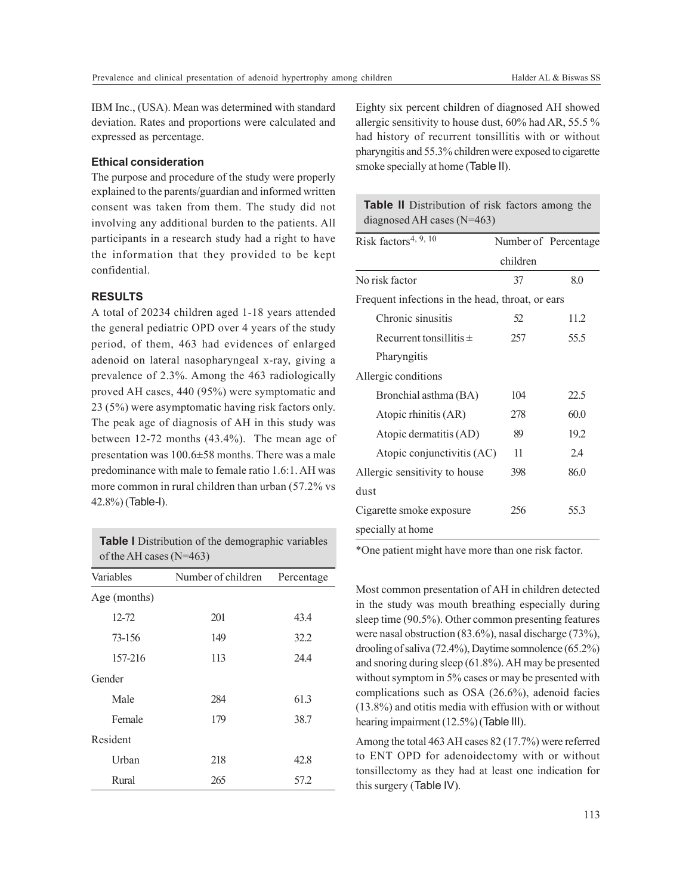IBM Inc., (USA). Mean was determined with standard deviation. Rates and proportions were calculated and expressed as percentage.

### Ethical consideration

The purpose and procedure of the study were properly explained to the parents/guardian and informed written consent was taken from them. The study did not involving any additional burden to the patients. All participants in a research study had a right to have the information that they provided to be kept confidential.

### RESULTS

A total of 20234 children aged 1-18 years attended the general pediatric OPD over 4 years of the study period, of them, 463 had evidences of enlarged adenoid on lateral nasopharyngeal x-ray, giving a prevalence of 2.3%. Among the 463 radiologically proved AH cases, 440 (95%) were symptomatic and 23 (5%) were asymptomatic having risk factors only. The peak age of diagnosis of AH in this study was between 12-72 months (43.4%). The mean age of presentation was 100.6±58 months. There was a male predominance with male to female ratio 1.6:1. AH was more common in rural children than urban (57.2% vs 42.8%) (Table-I).

**Table I** Distribution of the demographic variables of the AH cases (N=463)

| Variables | Number of children | Percentage |
|---|---|---|
| Age (months) | | |
| 12-72 | 201 | 43.4 |
| 73-156 | 149 | 32.2 |
| 157-216 | 113 | 24.4 |
| Gender | | |
| Male | 284 | 61.3 |
| Female | 179 | 38.7 |
| Resident | | |
| Urban | 218 | 42.8 |
| Rural | 265 | 57.2 |

Eighty six percent children of diagnosed AH showed allergic sensitivity to house dust, 60% had AR, 55.5 % had history of recurrent tonsillitis with or without pharyngitis and 55.3% children were exposed to cigarette smoke specially at home (Table II).

**Table II** Distribution of risk factors among the diagnosed AH cases (N=463)

| Risk factors[4, 9, 10] | Number of children | Percentage |
|---|---|---|
| No risk factor | 37 | 8.0 |
| Frequent infections in the head, throat, or ears | | |
| Chronic sinusitis | 52 | 11.2 |
| Recurrent tonsillitis ± Pharyngitis | 257 | 55.5 |
| Allergic conditions | | |
| Bronchial asthma (BA) | 104 | 22.5 |
| Atopic rhinitis (AR) | 278 | 60.0 |
| Atopic dermatitis (AD) | 89 | 19.2 |
| Atopic conjunctivitis (AC) | 11 | 2.4 |
| Allergic sensitivity to house dust | 398 | 86.0 |
| Cigarette smoke exposure specially at home | 256 | 55.3 |

*One patient might have more than one risk factor.

Most common presentation of AH in children detected in the study was mouth breathing especially during sleep time (90.5%). Other common presenting features were nasal obstruction (83.6%), nasal discharge (73%), drooling of saliva (72.4%), Daytime somnolence (65.2%) and snoring during sleep (61.8%). AH may be presented without symptom in 5% cases or may be presented with complications such as OSA (26.6%), adenoid facies (13.8%) and otitis media with effusion with or without hearing impairment (12.5%) (Table III).

Among the total 463 AH cases 82 (17.7%) were referred to ENT OPD for adenoidectomy with or without tonsillectomy as they had at least one indication for this surgery (Table IV).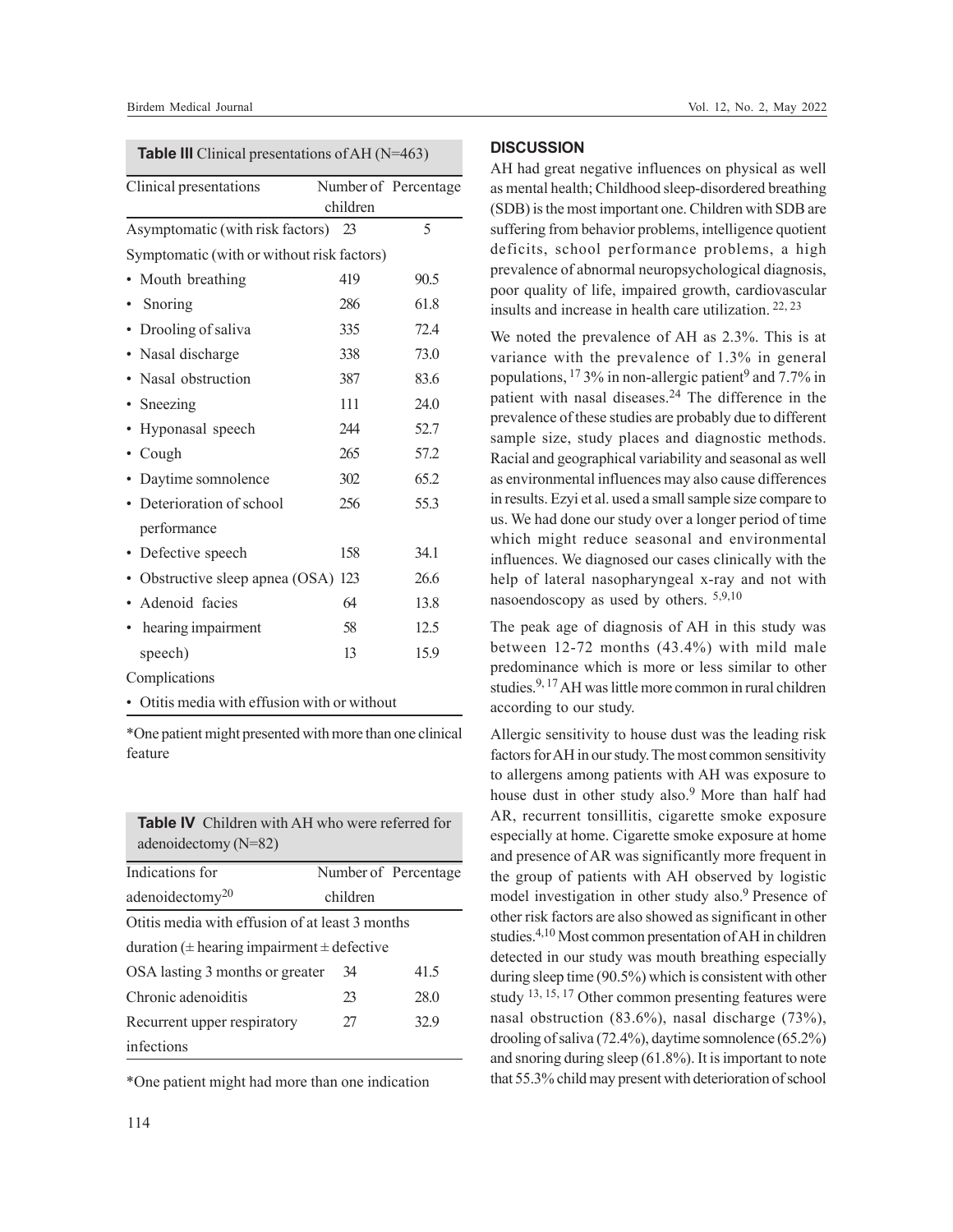| **Table III** Clinical presentations of AH (N=463) | | |
|---|---|---|
| Clinical presentations | Number of children | Percentage |
| Asymptomatic (with risk factors) | 23 | 5 |
| Symptomatic (with or without risk factors) | | |
| • Mouth breathing | 419 | 90.5 |
| • Snoring | 286 | 61.8 |
| • Drooling of saliva | 335 | 72.4 |
| • Nasal discharge | 338 | 73.0 |
| • Nasal obstruction | 387 | 83.6 |
| • Sneezing | 111 | 24.0 |
| • Hyponasal speech | 244 | 52.7 |
| • Cough | 265 | 57.2 |
| • Daytime somnolence | 302 | 65.2 |
| • Deterioration of school performance | 256 | 55.3 |
| • Defective speech | 158 | 34.1 |
| • Obstructive sleep apnea (OSA) | 123 | 26.6 |
| • Adenoid facies | 64 | 13.8 |
| • hearing impairment | 58 | 12.5 |
| speech) | 13 | 15.9 |
| Complications | | |
| • Otitis media with effusion with or without | | |

*One patient might presented with more than one clinical feature

| **Table IV** Children with AH who were referred for adenoidectomy (N=82) | | |
|---|---|---|
| Indications for adenoidectomy[20] | Number of children | Percentage |
| Otitis media with effusion of at least 3 months duration (± hearing impairment ± defective | | |
| OSA lasting 3 months or greater | 34 | 41.5 |
| Chronic adenoiditis | 23 | 28.0 |
| Recurrent upper respiratory infections | 27 | 32.9 |

*One patient might had more than one indication

## DISCUSSION

AH had great negative influences on physical as well as mental health; Childhood sleep-disordered breathing (SDB) is the most important one. Children with SDB are suffering from behavior problems, intelligence quotient deficits, school performance problems, a high prevalence of abnormal neuropsychological diagnosis, poor quality of life, impaired growth, cardiovascular insults and increase in health care utilization.[22, 23]

We noted the prevalence of AH as 2.3%. This is at variance with the prevalence of 1.3% in general populations,[17] 3% in non-allergic patient[9] and 7.7% in patient with nasal diseases.[24] The difference in the prevalence of these studies are probably due to different sample size, study places and diagnostic methods. Racial and geographical variability and seasonal as well as environmental influences may also cause differences in results. Ezyi et al. used a small sample size compare to us. We had done our study over a longer period of time which might reduce seasonal and environmental influences. We diagnosed our cases clinically with the help of lateral nasopharyngeal x-ray and not with nasoendoscopy as used by others.[5,9,10]

The peak age of diagnosis of AH in this study was between 12-72 months (43.4%) with mild male predominance which is more or less similar to other studies.[9, 17] AH was little more common in rural children according to our study.

Allergic sensitivity to house dust was the leading risk factors for AH in our study. The most common sensitivity to allergens among patients with AH was exposure to house dust in other study also.[9] More than half had AR, recurrent tonsillitis, cigarette smoke exposure especially at home. Cigarette smoke exposure at home and presence of AR was significantly more frequent in the group of patients with AH observed by logistic model investigation in other study also.[9] Presence of other risk factors are also showed as significant in other studies.[4,10] Most common presentation of AH in children detected in our study was mouth breathing especially during sleep time (90.5%) which is consistent with other study [13, 15, 17] Other common presenting features were nasal obstruction (83.6%), nasal discharge (73%), drooling of saliva (72.4%), daytime somnolence (65.2%) and snoring during sleep (61.8%). It is important to note that 55.3% child may present with deterioration of school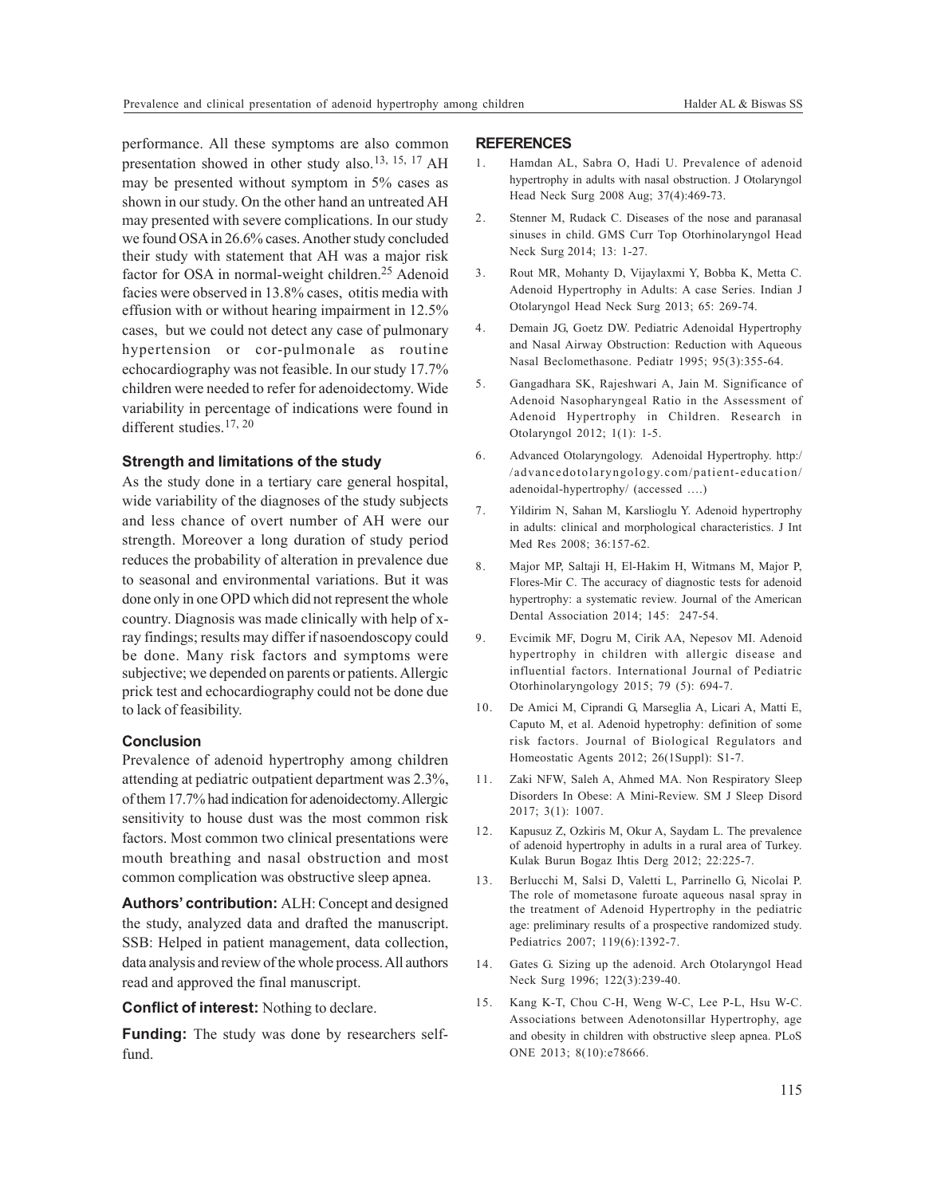performance. All these symptoms are also common presentation showed in other study also.[13, 15, 17] AH may be presented without symptom in 5% cases as shown in our study. On the other hand an untreated AH may presented with severe complications. In our study we found OSA in 26.6% cases. Another study concluded their study with statement that AH was a major risk factor for OSA in normal-weight children.[25] Adenoid facies were observed in 13.8% cases, otitis media with effusion with or without hearing impairment in 12.5% cases, but we could not detect any case of pulmonary hypertension or cor-pulmonale as routine echocardiography was not feasible. In our study 17.7% children were needed to refer for adenoidectomy. Wide variability in percentage of indications were found in different studies.[17, 20]

### Strength and limitations of the study

As the study done in a tertiary care general hospital, wide variability of the diagnoses of the study subjects and less chance of overt number of AH were our strength. Moreover a long duration of study period reduces the probability of alteration in prevalence due to seasonal and environmental variations. But it was done only in one OPD which did not represent the whole country. Diagnosis was made clinically with help of x-ray findings; results may differ if nasoendoscopy could be done. Many risk factors and symptoms were subjective; we depended on parents or patients. Allergic prick test and echocardiography could not be done due to lack of feasibility.

### Conclusion

Prevalence of adenoid hypertrophy among children attending at pediatric outpatient department was 2.3%, of them 17.7% had indication for adenoidectomy. Allergic sensitivity to house dust was the most common risk factors. Most common two clinical presentations were mouth breathing and nasal obstruction and most common complication was obstructive sleep apnea.

**Authors' contribution:** ALH: Concept and designed the study, analyzed data and drafted the manuscript. SSB: Helped in patient management, data collection, data analysis and review of the whole process. All authors read and approved the final manuscript.

**Conflict of interest:** Nothing to declare.

**Funding:** The study was done by researchers self-fund.

### REFERENCES

1. Hamdan AL, Sabra O, Hadi U. Prevalence of adenoid hypertrophy in adults with nasal obstruction. J Otolaryngol Head Neck Surg 2008 Aug; 37(4):469-73.
2. Stenner M, Rudack C. Diseases of the nose and paranasal sinuses in child. GMS Curr Top Otorhinolaryngol Head Neck Surg 2014; 13: 1-27.
3. Rout MR, Mohanty D, Vijaylaxmi Y, Bobba K, Metta C. Adenoid Hypertrophy in Adults: A case Series. Indian J Otolaryngol Head Neck Surg 2013; 65: 269-74.
4. Demain JG, Goetz DW. Pediatric Adenoidal Hypertrophy and Nasal Airway Obstruction: Reduction with Aqueous Nasal Beclomethasone. Pediatr 1995; 95(3):355-64.
5. Gangadhara SK, Rajeshwari A, Jain M. Significance of Adenoid Nasopharyngeal Ratio in the Assessment of Adenoid Hypertrophy in Children. Research in Otolaryngol 2012; 1(1): 1-5.
6. Advanced Otolaryngology. Adenoidal Hypertrophy. http://advancedotolaryngology.com/patient-education/adenoidal-hypertrophy/ (accessed ….)
7. Yildirim N, Sahan M, Karslioglu Y. Adenoid hypertrophy in adults: clinical and morphological characteristics. J Int Med Res 2008; 36:157-62.
8. Major MP, Saltaji H, El-Hakim H, Witmans M, Major P, Flores-Mir C. The accuracy of diagnostic tests for adenoid hypertrophy: a systematic review. Journal of the American Dental Association 2014; 145: 247-54.
9. Evcimik MF, Dogru M, Cirik AA, Nepesov MI. Adenoid hypertrophy in children with allergic disease and influential factors. International Journal of Pediatric Otorhinolaryngology 2015; 79 (5): 694-7.
10. De Amici M, Ciprandi G, Marseglia A, Licari A, Matti E, Caputo M, et al. Adenoid hypetrophy: definition of some risk factors. Journal of Biological Regulators and Homeostatic Agents 2012; 26(1Suppl): S1-7.
11. Zaki NFW, Saleh A, Ahmed MA. Non Respiratory Sleep Disorders In Obese: A Mini-Review. SM J Sleep Disord 2017; 3(1): 1007.
12. Kapusuz Z, Ozkiris M, Okur A, Saydam L. The prevalence of adenoid hypertrophy in adults in a rural area of Turkey. Kulak Burun Bogaz Ihtis Derg 2012; 22:225-7.
13. Berlucchi M, Salsi D, Valetti L, Parrinello G, Nicolai P. The role of mometasone furoate aqueous nasal spray in the treatment of Adenoid Hypertrophy in the pediatric age: preliminary results of a prospective randomized study. Pediatrics 2007; 119(6):1392-7.
14. Gates G. Sizing up the adenoid. Arch Otolaryngol Head Neck Surg 1996; 122(3):239-40.
15. Kang K-T, Chou C-H, Weng W-C, Lee P-L, Hsu W-C. Associations between Adenotonsillar Hypertrophy, age and obesity in children with obstructive sleep apnea. PLoS ONE 2013; 8(10):e78666.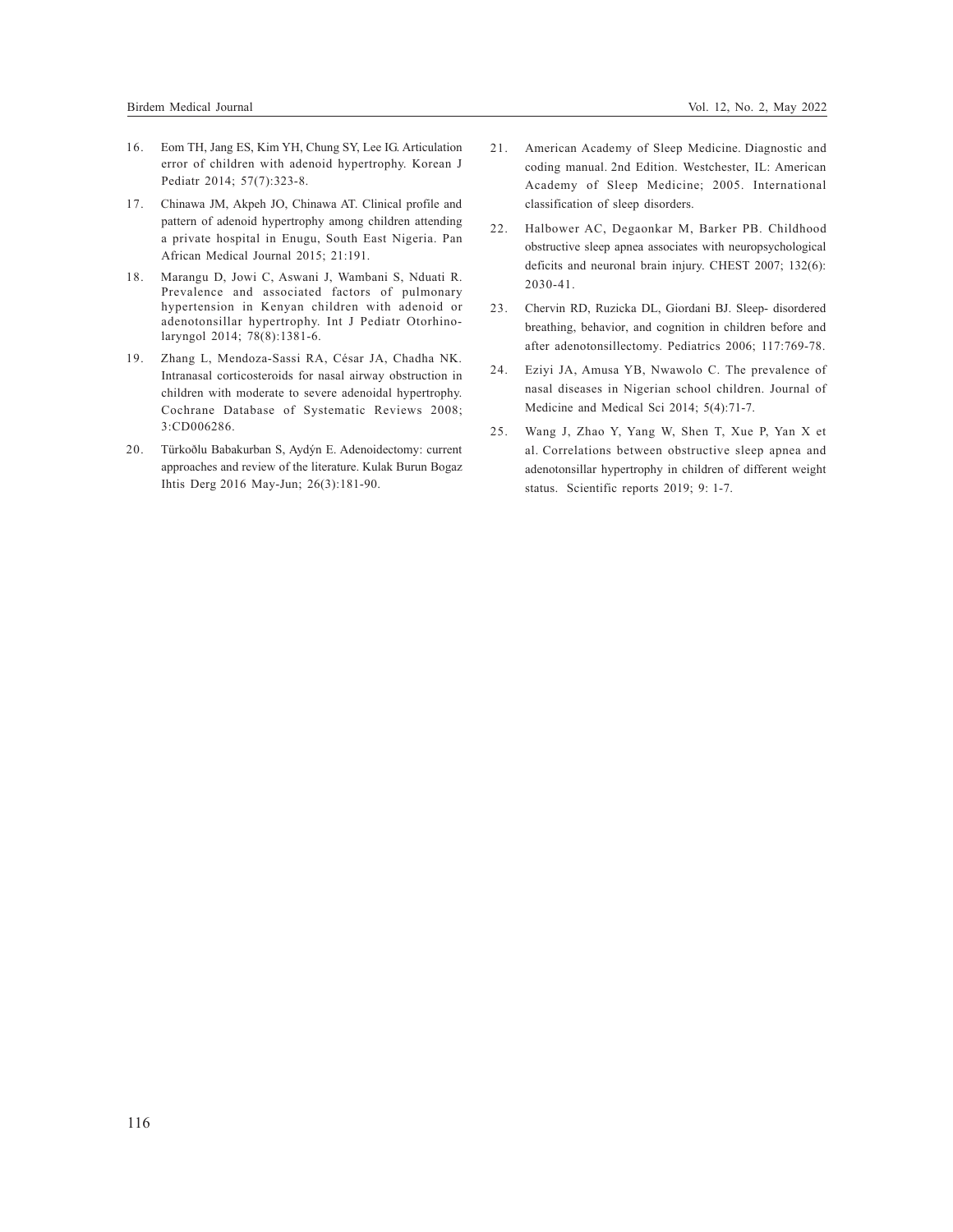16. Eom TH, Jang ES, Kim YH, Chung SY, Lee IG. Articulation error of children with adenoid hypertrophy. Korean J Pediatr 2014; 57(7):323-8.

17. Chinawa JM, Akpeh JO, Chinawa AT. Clinical profile and pattern of adenoid hypertrophy among children attending a private hospital in Enugu, South East Nigeria. Pan African Medical Journal 2015; 21:191.

18. Marangu D, Jowi C, Aswani J, Wambani S, Nduati R. Prevalence and associated factors of pulmonary hypertension in Kenyan children with adenoid or adenotonsillar hypertrophy. Int J Pediatr Otorhinolaryngol 2014; 78(8):1381-6.

19. Zhang L, Mendoza-Sassi RA, César JA, Chadha NK. Intranasal corticosteroids for nasal airway obstruction in children with moderate to severe adenoidal hypertrophy. Cochrane Database of Systematic Reviews 2008; 3:CD006286.

20. Türkoðlu Babakurban S, Aydýn E. Adenoidectomy: current approaches and review of the literature. Kulak Burun Bogaz Ihtis Derg 2016 May-Jun; 26(3):181-90.

21. American Academy of Sleep Medicine. Diagnostic and coding manual. 2nd Edition. Westchester, IL: American Academy of Sleep Medicine; 2005. International classification of sleep disorders.

22. Halbower AC, Degaonkar M, Barker PB. Childhood obstructive sleep apnea associates with neuropsychological deficits and neuronal brain injury. CHEST 2007; 132(6): 2030-41.

23. Chervin RD, Ruzicka DL, Giordani BJ. Sleep- disordered breathing, behavior, and cognition in children before and after adenotonsillectomy. Pediatrics 2006; 117:769-78.

24. Eziyi JA, Amusa YB, Nwawolo C. The prevalence of nasal diseases in Nigerian school children. Journal of Medicine and Medical Sci 2014; 5(4):71-7.

25. Wang J, Zhao Y, Yang W, Shen T, Xue P, Yan X et al. Correlations between obstructive sleep apnea and adenotonsillar hypertrophy in children of different weight status. Scientific reports 2019; 9: 1-7.